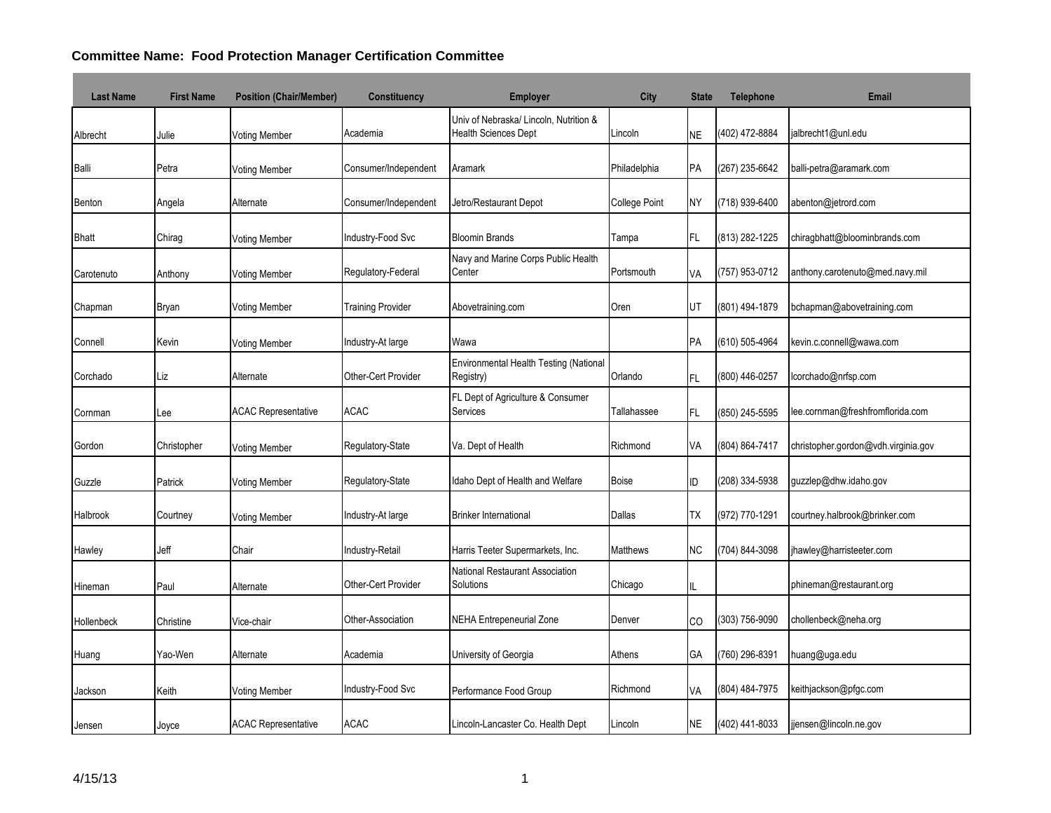**Committee Name: Food Protection Manager Certification Committee**

| Last Name | First Name | Position (Chair/Member) | Constituency | Employer | City | State | Telephone | Email |
|---|---|---|---|---|---|---|---|---|
| Albrecht | Julie | Voting Member | Academia | Univ of Nebraska/ Lincoln, Nutrition & Health Sciences Dept | Lincoln | NE | (402) 472-8884 | jalbrecht1@unl.edu |
| Balli | Petra | Voting Member | Consumer/Independent | Aramark | Philadelphia | PA | (267) 235-6642 | balli-petra@aramark.com |
| Benton | Angela | Alternate | Consumer/Independent | Jetro/Restaurant Depot | College Point | NY | (718) 939-6400 | abenton@jetrord.com |
| Bhatt | Chirag | Voting Member | Industry-Food Svc | Bloomin Brands | Tampa | FL | (813) 282-1225 | chiragbhatt@bloominbrands.com |
| Carotenuto | Anthony | Voting Member | Regulatory-Federal | Navy and Marine Corps Public Health Center | Portsmouth | VA | (757) 953-0712 | anthony.carotenuto@med.navy.mil |
| Chapman | Bryan | Voting Member | Training Provider | Abovetraining.com | Oren | UT | (801) 494-1879 | bchapman@abovetraining.com |
| Connell | Kevin | Voting Member | Industry-At large | Wawa | | PA | (610) 505-4964 | kevin.c.connell@wawa.com |
| Corchado | Liz | Alternate | Other-Cert Provider | Environmental Health Testing (National Registry) | Orlando | FL | (800) 446-0257 | lcorchado@nrfsp.com |
| Cornman | Lee | ACAC Representative | ACAC | FL Dept of Agriculture & Consumer Services | Tallahassee | FL | (850) 245-5595 | lee.cornman@freshfromflorida.com |
| Gordon | Christopher | Voting Member | Regulatory-State | Va. Dept of Health | Richmond | VA | (804) 864-7417 | christopher.gordon@vdh.virginia.gov |
| Guzzle | Patrick | Voting Member | Regulatory-State | Idaho Dept of Health and Welfare | Boise | ID | (208) 334-5938 | guzzlep@dhw.idaho.gov |
| Halbrook | Courtney | Voting Member | Industry-At large | Brinker International | Dallas | TX | (972) 770-1291 | courtney.halbrook@brinker.com |
| Hawley | Jeff | Chair | Industry-Retail | Harris Teeter Supermarkets, Inc. | Matthews | NC | (704) 844-3098 | jhawley@harristeeter.com |
| Hineman | Paul | Alternate | Other-Cert Provider | National Restaurant Association Solutions | Chicago | IL | | phineman@restaurant.org |
| Hollenbeck | Christine | Vice-chair | Other-Association | NEHA Entrepeneurial Zone | Denver | CO | (303) 756-9090 | chollenbeck@neha.org |
| Huang | Yao-Wen | Alternate | Academia | University of Georgia | Athens | GA | (760) 296-8391 | huang@uga.edu |
| Jackson | Keith | Voting Member | Industry-Food Svc | Performance Food Group | Richmond | VA | (804) 484-7975 | keithjackson@pfgc.com |
| Jensen | Joyce | ACAC Representative | ACAC | Lincoln-Lancaster Co. Health Dept | Lincoln | NE | (402) 441-8033 | jjensen@lincoln.ne.gov |

4/15/13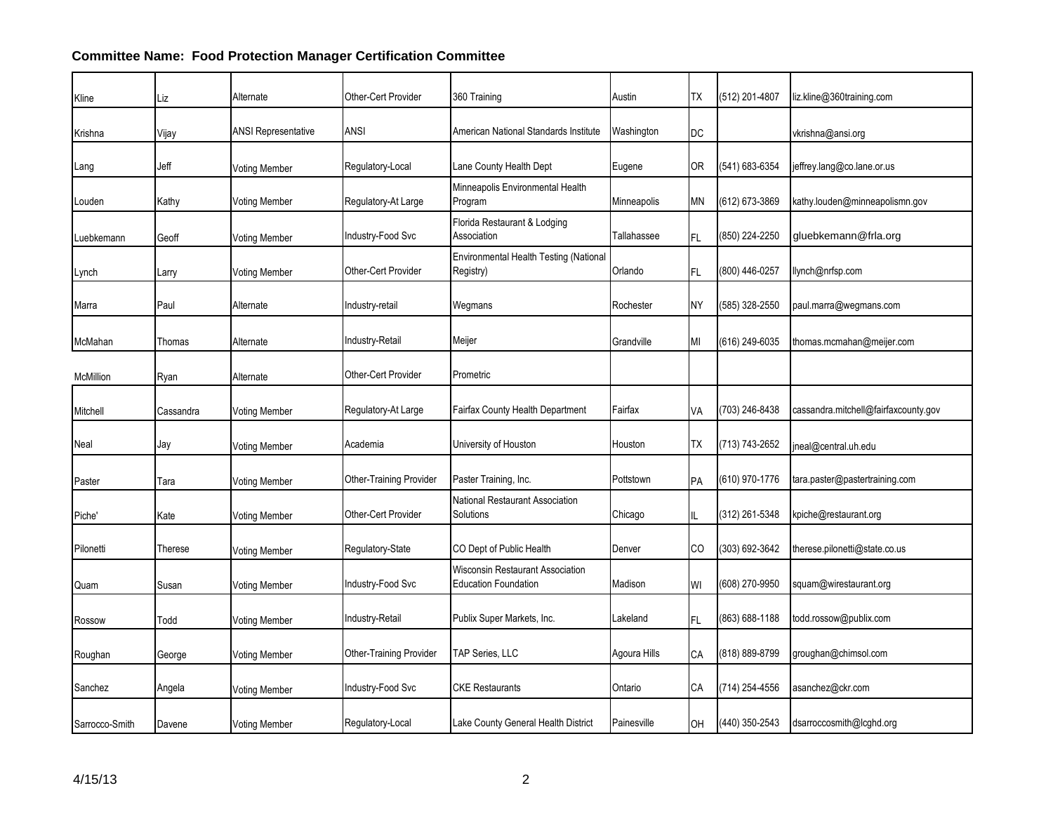**Committee Name: Food Protection Manager Certification Committee**

| | | | | | | | | |
|---|---|---|---|---|---|---|---|---|
| Kline | Liz | Alternate | Other-Cert Provider | 360 Training | Austin | TX | (512) 201-4807 | liz.kline@360training.com |
| Krishna | Vijay | ANSI Representative | ANSI | American National Standards Institute | Washington | DC | | vkrishna@ansi.org |
| Lang | Jeff | Voting Member | Regulatory-Local | Lane County Health Dept | Eugene | OR | (541) 683-6354 | jeffrey.lang@co.lane.or.us |
| Louden | Kathy | Voting Member | Regulatory-At Large | Minneapolis Environmental Health Program | Minneapolis | MN | (612) 673-3869 | kathy.louden@minneapolismn.gov |
| Luebkemann | Geoff | Voting Member | Industry-Food Svc | Florida Restaurant & Lodging Association | Tallahassee | FL | (850) 224-2250 | gluebkemann@frla.org |
| Lynch | Larry | Voting Member | Other-Cert Provider | Environmental Health Testing (National Registry) | Orlando | FL | (800) 446-0257 | llynch@nrfsp.com |
| Marra | Paul | Alternate | Industry-retail | Wegmans | Rochester | NY | (585) 328-2550 | paul.marra@wegmans.com |
| McMahan | Thomas | Alternate | Industry-Retail | Meijer | Grandville | MI | (616) 249-6035 | thomas.mcmahan@meijer.com |
| McMillion | Ryan | Alternate | Other-Cert Provider | Prometric | | | | |
| Mitchell | Cassandra | Voting Member | Regulatory-At Large | Fairfax County Health Department | Fairfax | VA | (703) 246-8438 | cassandra.mitchell@fairfaxcounty.gov |
| Neal | Jay | Voting Member | Academia | University of Houston | Houston | TX | (713) 743-2652 | jneal@central.uh.edu |
| Paster | Tara | Voting Member | Other-Training Provider | Paster Training, Inc. | Pottstown | PA | (610) 970-1776 | tara.paster@pastertraining.com |
| Piche' | Kate | Voting Member | Other-Cert Provider | National Restaurant Association Solutions | Chicago | IL | (312) 261-5348 | kpiche@restaurant.org |
| Pilonetti | Therese | Voting Member | Regulatory-State | CO Dept of Public Health | Denver | CO | (303) 692-3642 | therese.pilonetti@state.co.us |
| Quam | Susan | Voting Member | Industry-Food Svc | Wisconsin Restaurant Association Education Foundation | Madison | WI | (608) 270-9950 | squam@wirestaurant.org |
| Rossow | Todd | Voting Member | Industry-Retail | Publix Super Markets, Inc. | Lakeland | FL | (863) 688-1188 | todd.rossow@publix.com |
| Roughan | George | Voting Member | Other-Training Provider | TAP Series, LLC | Agoura Hills | CA | (818) 889-8799 | groughan@chimsol.com |
| Sanchez | Angela | Voting Member | Industry-Food Svc | CKE Restaurants | Ontario | CA | (714) 254-4556 | asanchez@ckr.com |
| Sarrocco-Smith | Davene | Voting Member | Regulatory-Local | Lake County General Health District | Painesville | OH | (440) 350-2543 | dsarroccosmith@lcghd.org |

4/15/13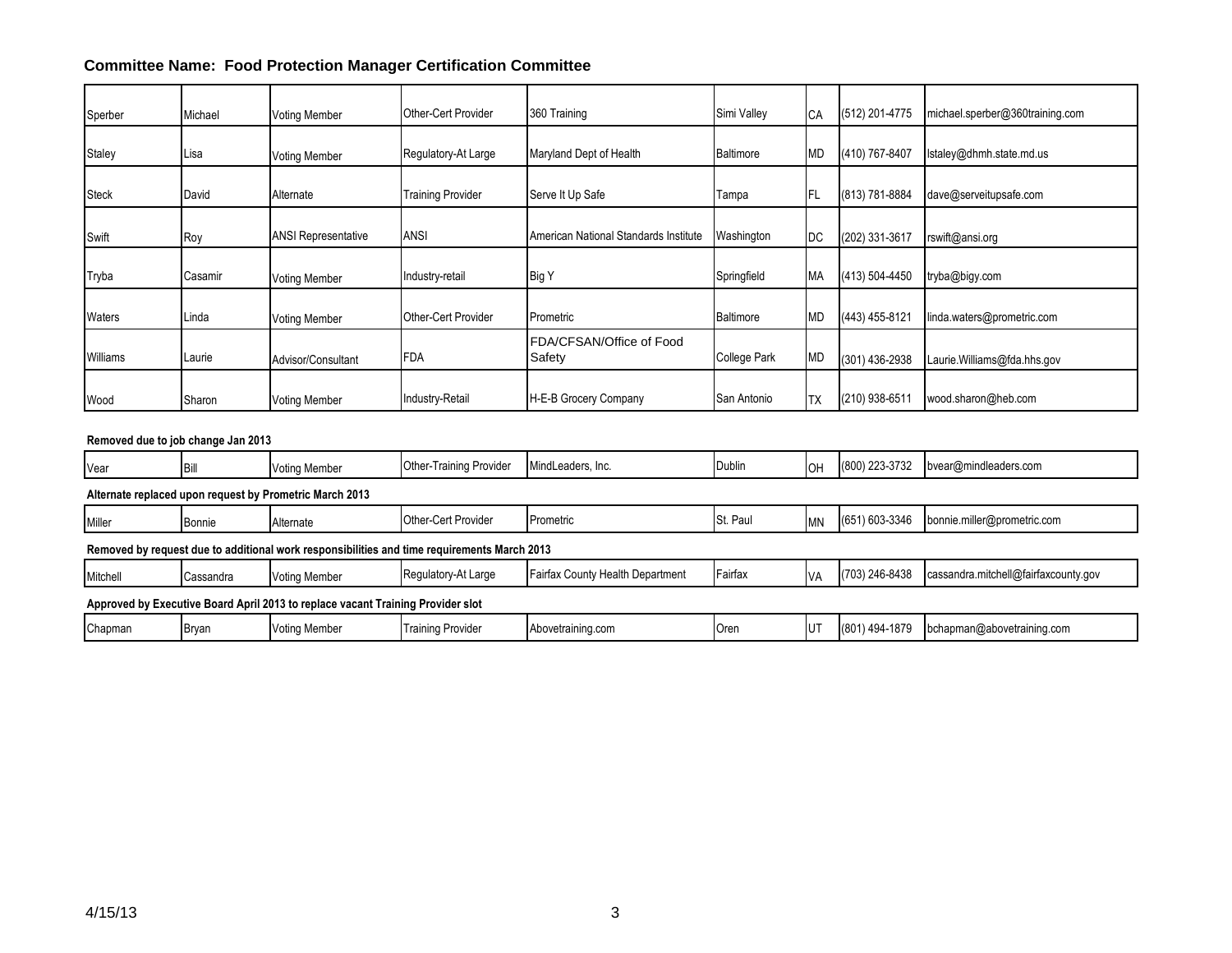**Committee Name: Food Protection Manager Certification Committee**

| | | | | | | | | |
|---|---|---|---|---|---|---|---|---|
| Sperber | Michael | Voting Member | Other-Cert Provider | 360 Training | Simi Valley | CA | (512) 201-4775 | michael.sperber@360training.com |
| Staley | Lisa | Voting Member | Regulatory-At Large | Maryland Dept of Health | Baltimore | MD | (410) 767-8407 | lstaley@dhmh.state.md.us |
| Steck | David | Alternate | Training Provider | Serve It Up Safe | Tampa | FL | (813) 781-8884 | dave@serveitupsafe.com |
| Swift | Roy | ANSI Representative | ANSI | American National Standards Institute | Washington | DC | (202) 331-3617 | rswift@ansi.org |
| Tryba | Casamir | Voting Member | Industry-retail | Big Y | Springfield | MA | (413) 504-4450 | tryba@bigy.com |
| Waters | Linda | Voting Member | Other-Cert Provider | Prometric | Baltimore | MD | (443) 455-8121 | linda.waters@prometric.com |
| Williams | Laurie | Advisor/Consultant | FDA | FDA/CFSAN/Office of Food Safety | College Park | MD | (301) 436-2938 | Laurie.Williams@fda.hhs.gov |
| Wood | Sharon | Voting Member | Industry-Retail | H-E-B Grocery Company | San Antonio | TX | (210) 938-6511 | wood.sharon@heb.com |

**Removed due to job change Jan 2013**

| | | | | | | | | |
|---|---|---|---|---|---|---|---|---|
| Vear | Bill | Voting Member | Other-Training Provider | MindLeaders, Inc. | Dublin | OH | (800) 223-3732 | bvear@mindleaders.com |

**Alternate replaced upon request by Prometric March 2013**

| | | | | | | | | |
|---|---|---|---|---|---|---|---|---|
| Miller | Bonnie | Alternate | Other-Cert Provider | Prometric | St. Paul | MN | (651) 603-3346 | bonnie.miller@prometric.com |

**Removed by request due to additional work responsibilities and time requirements March 2013**

| | | | | | | | | |
|---|---|---|---|---|---|---|---|---|
| Mitchell | Cassandra | Voting Member | Regulatory-At Large | Fairfax County Health Department | Fairfax | VA | (703) 246-8438 | cassandra.mitchell@fairfaxcounty.gov |

**Approved by Executive Board April 2013 to replace vacant Training Provider slot**

| | | | | | | | | |
|---|---|---|---|---|---|---|---|---|
| Chapman | Bryan | Voting Member | Training Provider | Abovetraining.com | Oren | UT | (801) 494-1879 | bchapman@abovetraining.com |